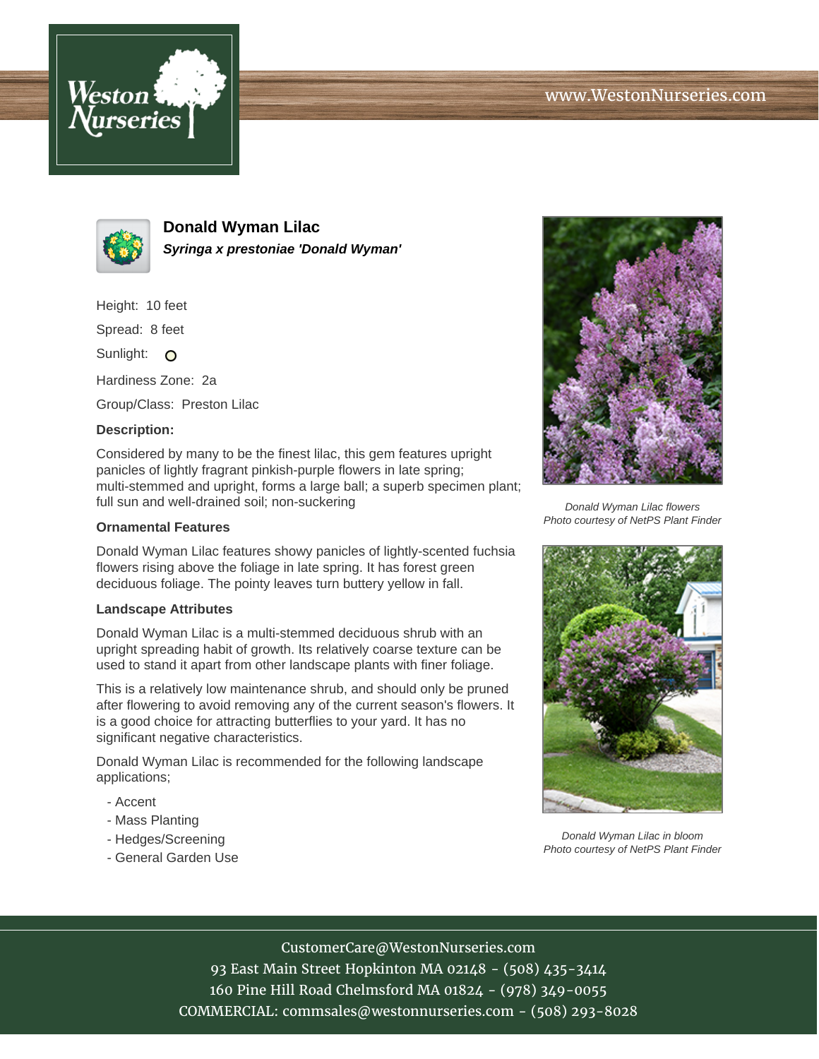# Donald Wyman Lilac

***Syringa x prestoniae 'Donald Wyman'***

Height: 10 feet

Spread: 8 feet

Sunlight: O

Hardiness Zone: 2a

Group/Class: Preston Lilac

**Description:**

Considered by many to be the finest lilac, this gem features upright panicles of lightly fragrant pinkish-purple flowers in late spring; multi-stemmed and upright, forms a large ball; a superb specimen plant; full sun and well-drained soil; non-suckering

### Ornamental Features

Donald Wyman Lilac features showy panicles of lightly-scented fuchsia flowers rising above the foliage in late spring. It has forest green deciduous foliage. The pointy leaves turn buttery yellow in fall.

### Landscape Attributes

Donald Wyman Lilac is a multi-stemmed deciduous shrub with an upright spreading habit of growth. Its relatively coarse texture can be used to stand it apart from other landscape plants with finer foliage.

This is a relatively low maintenance shrub, and should only be pruned after flowering to avoid removing any of the current season's flowers. It is a good choice for attracting butterflies to your yard. It has no significant negative characteristics.

Donald Wyman Lilac is recommended for the following landscape applications;

- Accent
- Mass Planting
- Hedges/Screening
- General Garden Use

*Donald Wyman Lilac flowers*
*Photo courtesy of NetPS Plant Finder*

*Donald Wyman Lilac in bloom*
*Photo courtesy of NetPS Plant Finder*

CustomerCare@WestonNurseries.com
93 East Main Street Hopkinton MA 02148 - (508) 435-3414
160 Pine Hill Road Chelmsford MA 01824 - (978) 349-0055
COMMERCIAL: commsales@westonnurseries.com - (508) 293-8028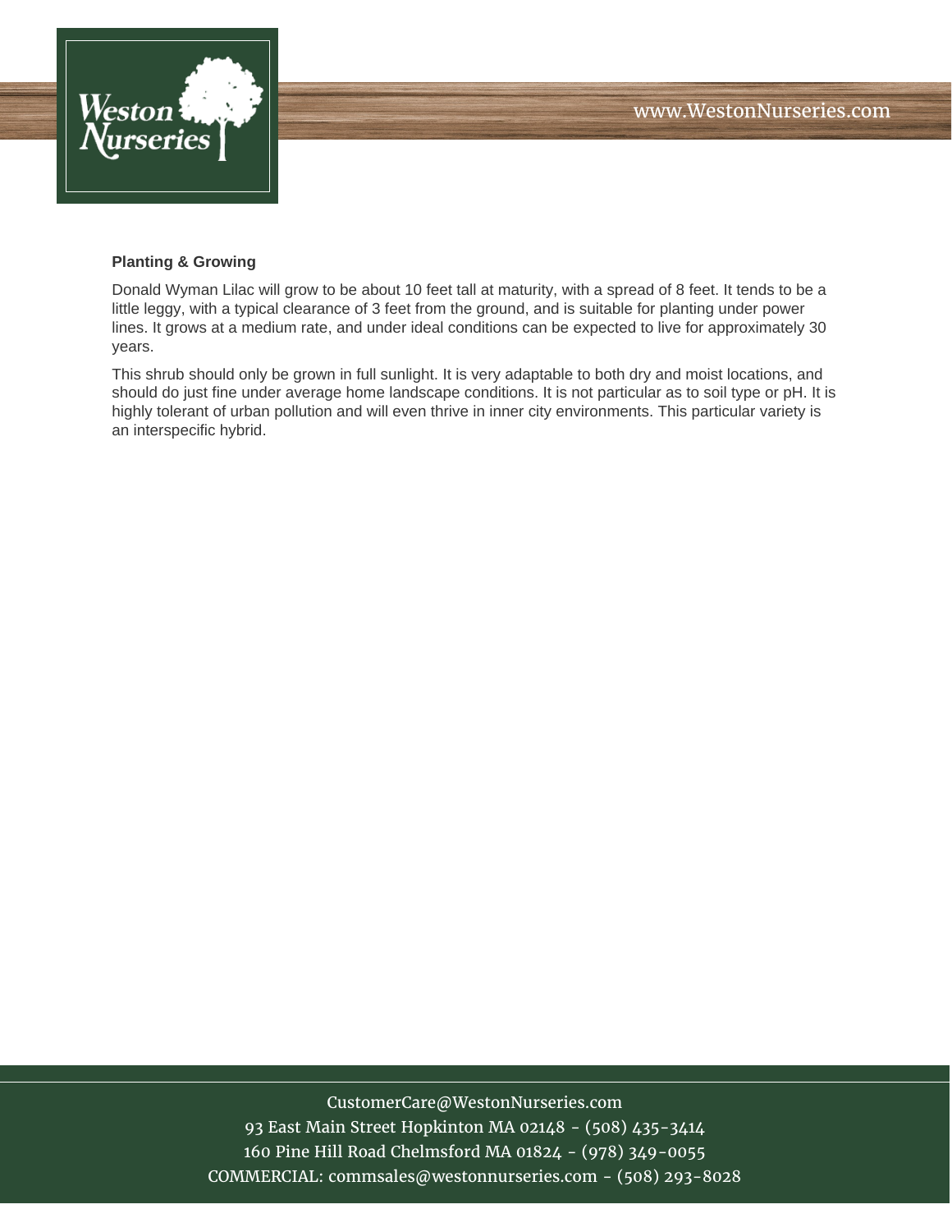### Planting & Growing

Donald Wyman Lilac will grow to be about 10 feet tall at maturity, with a spread of 8 feet. It tends to be a little leggy, with a typical clearance of 3 feet from the ground, and is suitable for planting under power lines. It grows at a medium rate, and under ideal conditions can be expected to live for approximately 30 years.

This shrub should only be grown in full sunlight. It is very adaptable to both dry and moist locations, and should do just fine under average home landscape conditions. It is not particular as to soil type or pH. It is highly tolerant of urban pollution and will even thrive in inner city environments. This particular variety is an interspecific hybrid.